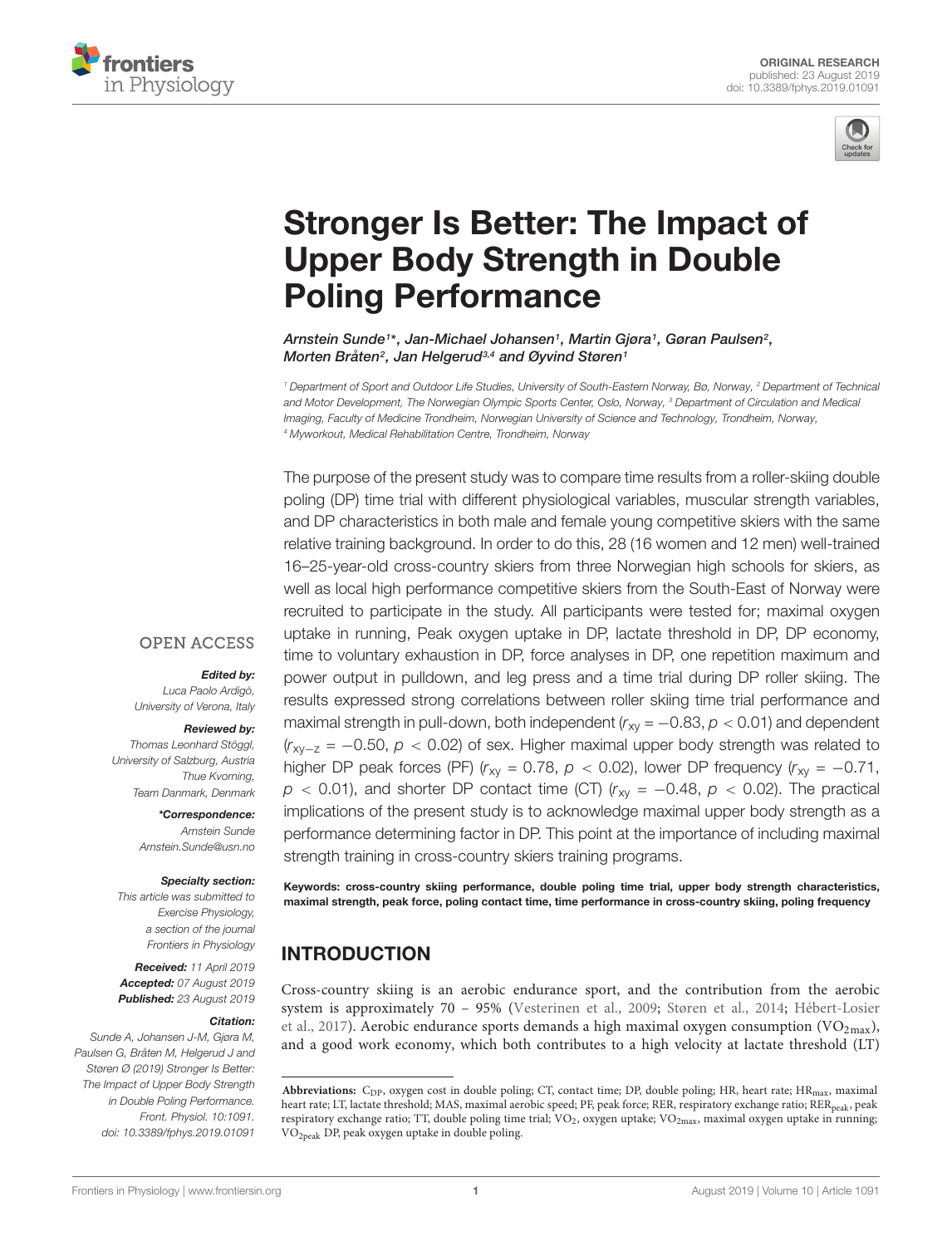ORIGINAL RESEARCH
published: 23 August 2019
doi: 10.3389/fphys.2019.01091

# Stronger Is Better: The Impact of Upper Body Strength in Double Poling Performance

*Arnstein Sunde[1]\*, Jan-Michael Johansen[1], Martin Gjøra[1], Gøran Paulsen[2], Morten Bråten[2], Jan Helgerud[3,4] and Øyvind Støren[1]*

[1] Department of Sport and Outdoor Life Studies, University of South-Eastern Norway, Bø, Norway, [2] Department of Technical and Motor Development, The Norwegian Olympic Sports Center, Oslo, Norway, [3] Department of Circulation and Medical Imaging, Faculty of Medicine Trondheim, Norwegian University of Science and Technology, Trondheim, Norway, [4] Myworkout, Medical Rehabilitation Centre, Trondheim, Norway

The purpose of the present study was to compare time results from a roller-skiing double poling (DP) time trial with different physiological variables, muscular strength variables, and DP characteristics in both male and female young competitive skiers with the same relative training background. In order to do this, 28 (16 women and 12 men) well-trained 16–25-year-old cross-country skiers from three Norwegian high schools for skiers, as well as local high performance competitive skiers from the South-East of Norway were recruited to participate in the study. All participants were tested for; maximal oxygen uptake in running, Peak oxygen uptake in DP, lactate threshold in DP, DP economy, time to voluntary exhaustion in DP, force analyses in DP, one repetition maximum and power output in pulldown, and leg press and a time trial during DP roller skiing. The results expressed strong correlations between roller skiing time trial performance and maximal strength in pull-down, both independent ($r_{xy} = -0.83$, $p < 0.01$) and dependent ($r_{xy-z} = -0.50$, $p < 0.02$) of sex. Higher maximal upper body strength was related to higher DP peak forces (PF) ($r_{xy} = 0.78$, $p < 0.02$), lower DP frequency ($r_{xy} = -0.71$, $p < 0.01$), and shorter DP contact time (CT) ($r_{xy} = -0.48$, $p < 0.02$). The practical implications of the present study is to acknowledge maximal upper body strength as a performance determining factor in DP. This point at the importance of including maximal strength training in cross-country skiers training programs.

**Keywords: cross-country skiing performance, double poling time trial, upper body strength characteristics, maximal strength, peak force, poling contact time, time performance in cross-country skiing, poling frequency**

OPEN ACCESS

***Edited by:***
*Luca Paolo Ardigò, University of Verona, Italy*

***Reviewed by:***
*Thomas Leonhard Stöggl, University of Salzburg, Austria*
*Thue Kvorning, Team Danmark, Denmark*

***\*Correspondence:***
*Arnstein Sunde*
*Arnstein.Sunde@usn.no*

***Specialty section:***
*This article was submitted to Exercise Physiology, a section of the journal Frontiers in Physiology*

***Received:*** *11 April 2019*
***Accepted:*** *07 August 2019*
***Published:*** *23 August 2019*

***Citation:***
*Sunde A, Johansen J-M, Gjøra M, Paulsen G, Bråten M, Helgerud J and Støren Ø (2019) Stronger Is Better: The Impact of Upper Body Strength in Double Poling Performance. Front. Physiol. 10:1091. doi: 10.3389/fphys.2019.01091*

## INTRODUCTION

Cross-country skiing is an aerobic endurance sport, and the contribution from the aerobic system is approximately 70 – 95% (Vesterinen et al., 2009; Støren et al., 2014; Hébert-Losier et al., 2017). Aerobic endurance sports demands a high maximal oxygen consumption ($VO_{2max}$), and a good work economy, which both contributes to a high velocity at lactate threshold (LT)

**Abbreviations:** $C_{DP}$, oxygen cost in double poling; CT, contact time; DP, double poling; HR, heart rate; $HR_{max}$, maximal heart rate; LT, lactate threshold; MAS, maximal aerobic speed; PF, peak force; RER, respiratory exchange ratio; $RER_{peak}$, peak respiratory exchange ratio; TT, double poling time trial; $VO_2$, oxygen uptake; $VO_{2max}$, maximal oxygen uptake in running; $VO_{2peak}$ DP, peak oxygen uptake in double poling.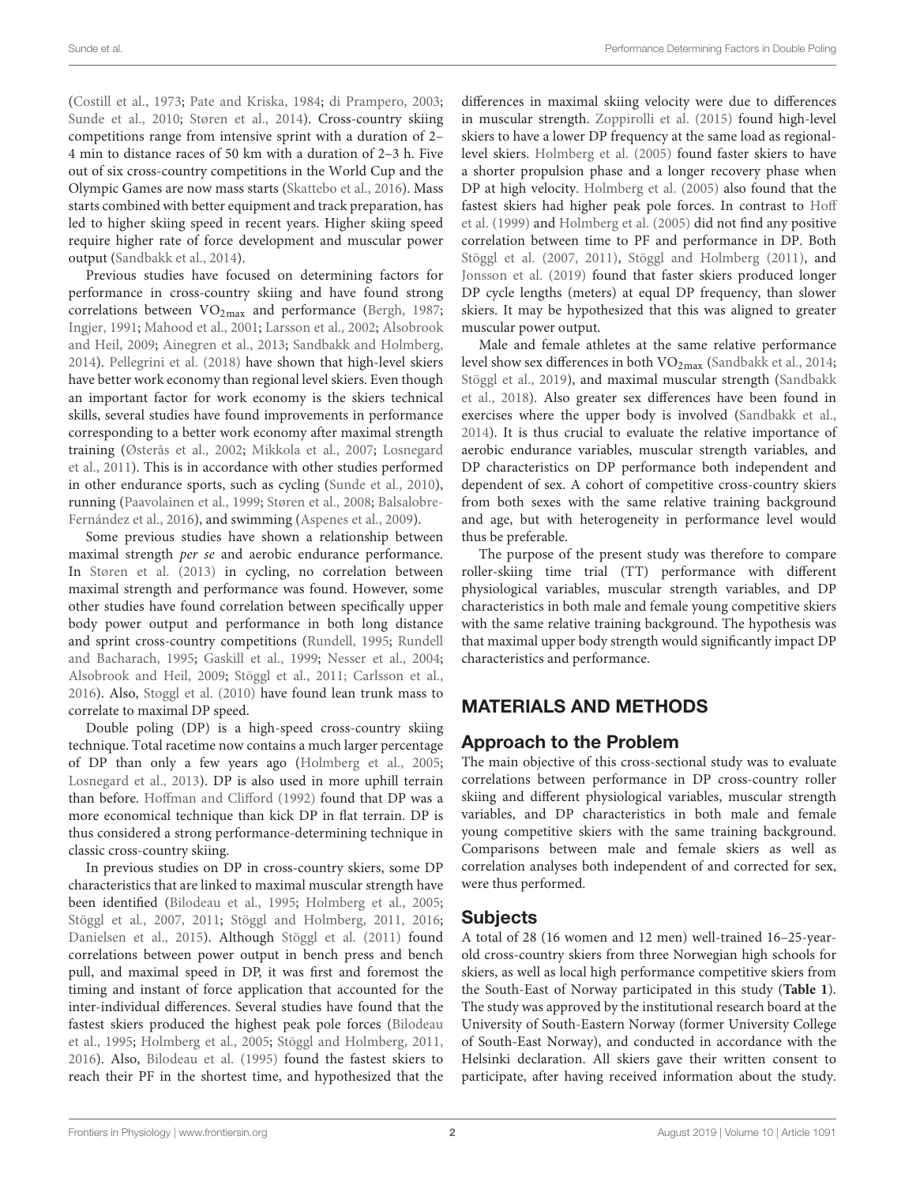(Costill et al., 1973; Pate and Kriska, 1984; di Prampero, 2003; Sunde et al., 2010; Støren et al., 2014). Cross-country skiing competitions range from intensive sprint with a duration of 2–4 min to distance races of 50 km with a duration of 2–3 h. Five out of six cross-country competitions in the World Cup and the Olympic Games are now mass starts (Skattebo et al., 2016). Mass starts combined with better equipment and track preparation, has led to higher skiing speed in recent years. Higher skiing speed require higher rate of force development and muscular power output (Sandbakk et al., 2014).

Previous studies have focused on determining factors for performance in cross-country skiing and have found strong correlations between $VO_{2max}$ and performance (Bergh, 1987; Ingjer, 1991; Mahood et al., 2001; Larsson et al., 2002; Alsobrook and Heil, 2009; Ainegren et al., 2013; Sandbakk and Holmberg, 2014). Pellegrini et al. (2018) have shown that high-level skiers have better work economy than regional level skiers. Even though an important factor for work economy is the skiers technical skills, several studies have found improvements in performance corresponding to a better work economy after maximal strength training (Østerås et al., 2002; Mikkola et al., 2007; Losnegard et al., 2011). This is in accordance with other studies performed in other endurance sports, such as cycling (Sunde et al., 2010), running (Paavolainen et al., 1999; Støren et al., 2008; Balsalobre-Fernández et al., 2016), and swimming (Aspenes et al., 2009).

Some previous studies have shown a relationship between maximal strength *per se* and aerobic endurance performance. In Støren et al. (2013) in cycling, no correlation between maximal strength and performance was found. However, some other studies have found correlation between specifically upper body power output and performance in both long distance and sprint cross-country competitions (Rundell, 1995; Rundell and Bacharach, 1995; Gaskill et al., 1999; Nesser et al., 2004; Alsobrook and Heil, 2009; Stöggl et al., 2011; Carlsson et al., 2016). Also, Stoggl et al. (2010) have found lean trunk mass to correlate to maximal DP speed.

Double poling (DP) is a high-speed cross-country skiing technique. Total racetime now contains a much larger percentage of DP than only a few years ago (Holmberg et al., 2005; Losnegard et al., 2013). DP is also used in more uphill terrain than before. Hoffman and Clifford (1992) found that DP was a more economical technique than kick DP in flat terrain. DP is thus considered a strong performance-determining technique in classic cross-country skiing.

In previous studies on DP in cross-country skiers, some DP characteristics that are linked to maximal muscular strength have been identified (Bilodeau et al., 1995; Holmberg et al., 2005; Stöggl et al., 2007, 2011; Stöggl and Holmberg, 2011, 2016; Danielsen et al., 2015). Although Stöggl et al. (2011) found correlations between power output in bench press and bench pull, and maximal speed in DP, it was first and foremost the timing and instant of force application that accounted for the inter-individual differences. Several studies have found that the fastest skiers produced the highest peak pole forces (Bilodeau et al., 1995; Holmberg et al., 2005; Stöggl and Holmberg, 2011, 2016). Also, Bilodeau et al. (1995) found the fastest skiers to reach their PF in the shortest time, and hypothesized that the differences in maximal skiing velocity were due to differences in muscular strength. Zoppirolli et al. (2015) found high-level skiers to have a lower DP frequency at the same load as regional-level skiers. Holmberg et al. (2005) found faster skiers to have a shorter propulsion phase and a longer recovery phase when DP at high velocity. Holmberg et al. (2005) also found that the fastest skiers had higher peak pole forces. In contrast to Hoff et al. (1999) and Holmberg et al. (2005) did not find any positive correlation between time to PF and performance in DP. Both Stöggl et al. (2007, 2011), Stöggl and Holmberg (2011), and Jonsson et al. (2019) found that faster skiers produced longer DP cycle lengths (meters) at equal DP frequency, than slower skiers. It may be hypothesized that this was aligned to greater muscular power output.

Male and female athletes at the same relative performance level show sex differences in both $VO_{2max}$ (Sandbakk et al., 2014; Stöggl et al., 2019), and maximal muscular strength (Sandbakk et al., 2018). Also greater sex differences have been found in exercises where the upper body is involved (Sandbakk et al., 2014). It is thus crucial to evaluate the relative importance of aerobic endurance variables, muscular strength variables, and DP characteristics on DP performance both independent and dependent of sex. A cohort of competitive cross-country skiers from both sexes with the same relative training background and age, but with heterogeneity in performance level would thus be preferable.

The purpose of the present study was therefore to compare roller-skiing time trial (TT) performance with different physiological variables, muscular strength variables, and DP characteristics in both male and female young competitive skiers with the same relative training background. The hypothesis was that maximal upper body strength would significantly impact DP characteristics and performance.

## MATERIALS AND METHODS

### Approach to the Problem

The main objective of this cross-sectional study was to evaluate correlations between performance in DP cross-country roller skiing and different physiological variables, muscular strength variables, and DP characteristics in both male and female young competitive skiers with the same training background. Comparisons between male and female skiers as well as correlation analyses both independent of and corrected for sex, were thus performed.

### Subjects

A total of 28 (16 women and 12 men) well-trained 16–25-year-old cross-country skiers from three Norwegian high schools for skiers, as well as local high performance competitive skiers from the South-East of Norway participated in this study (**Table 1**). The study was approved by the institutional research board at the University of South-Eastern Norway (former University College of South-East Norway), and conducted in accordance with the Helsinki declaration. All skiers gave their written consent to participate, after having received information about the study.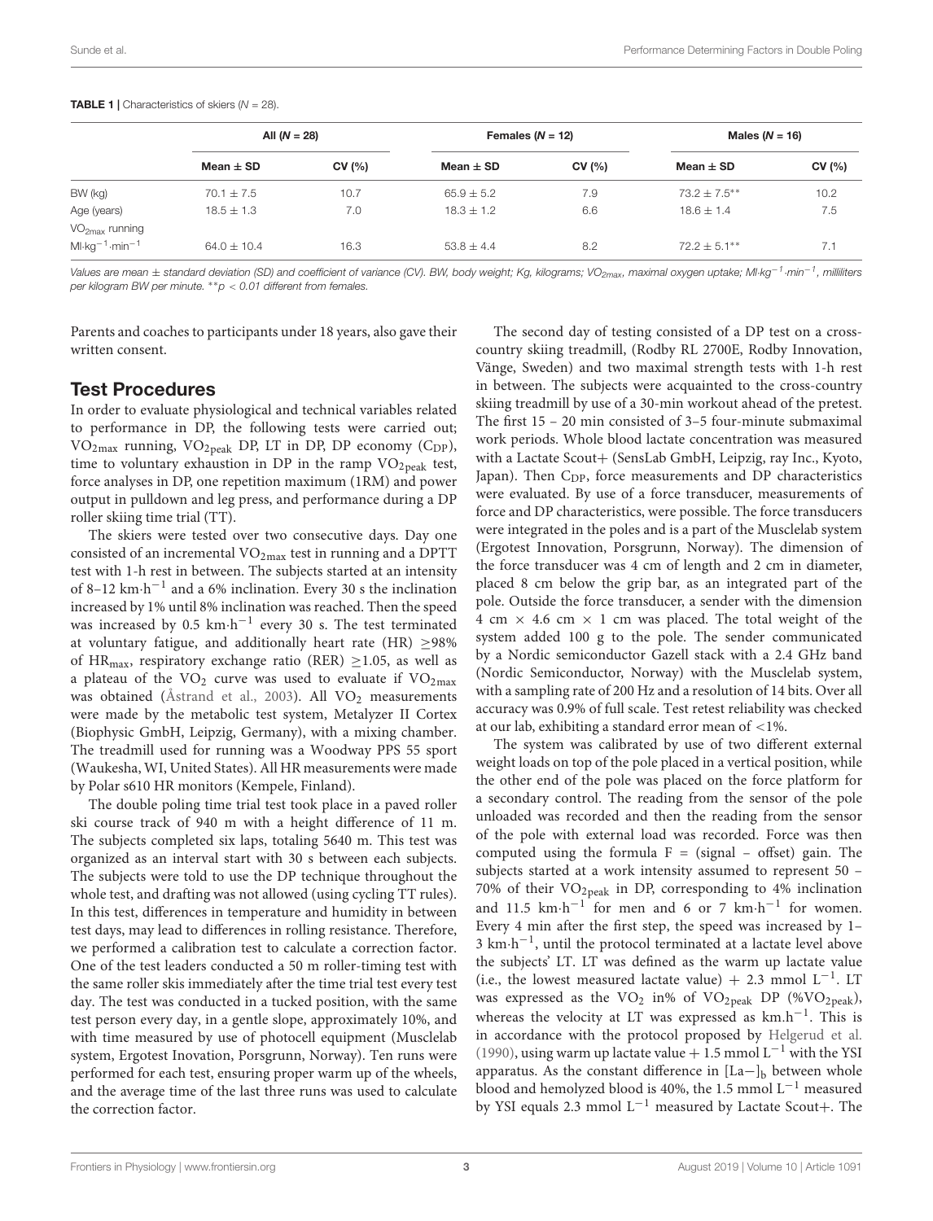**TABLE 1** | Characteristics of skiers (N = 28).

| | All (N = 28) | | Females (N = 12) | | Males (N = 16) | |
|---|---|---|---|---|---|---|
| | Mean ± SD | CV (%) | Mean ± SD | CV (%) | Mean ± SD | CV (%) |
| BW (kg) | 70.1 ± 7.5 | 10.7 | 65.9 ± 5.2 | 7.9 | 73.2 ± 7.5** | 10.2 |
| Age (years) | 18.5 ± 1.3 | 7.0 | 18.3 ± 1.2 | 6.6 | 18.6 ± 1.4 | 7.5 |
| $VO_{2max}$ running $Ml{\cdot}kg^{-1}{\cdot}min^{-1}$ | 64.0 ± 10.4 | 16.3 | 53.8 ± 4.4 | 8.2 | 72.2 ± 5.1** | 7.1 |

*Values are mean ± standard deviation (SD) and coefficient of variance (CV). BW, body weight; Kg, kilograms; $VO_{2max}$, maximal oxygen uptake; $Ml{\cdot}kg^{-1}{\cdot}min^{-1}$, milliliters per kilogram BW per minute. **p < 0.01 different from females.*

Parents and coaches to participants under 18 years, also gave their written consent.

## Test Procedures

In order to evaluate physiological and technical variables related to performance in DP, the following tests were carried out; $VO_{2max}$ running, $VO_{2peak}$ DP, LT in DP, DP economy ($C_{DP}$), time to voluntary exhaustion in DP in the ramp $VO_{2peak}$ test, force analyses in DP, one repetition maximum (1RM) and power output in pulldown and leg press, and performance during a DP roller skiing time trial (TT).

The skiers were tested over two consecutive days. Day one consisted of an incremental $VO_{2max}$ test in running and a DPTT test with 1-h rest in between. The subjects started at an intensity of 8–12 $km{\cdot}h^{-1}$ and a 6% inclination. Every 30 s the inclination increased by 1% until 8% inclination was reached. Then the speed was increased by 0.5 $km{\cdot}h^{-1}$ every 30 s. The test terminated at voluntary fatigue, and additionally heart rate (HR) ≥98% of $HR_{max}$, respiratory exchange ratio (RER) ≥1.05, as well as a plateau of the $VO_2$ curve was used to evaluate if $VO_{2max}$ was obtained (Åstrand et al., 2003). All $VO_2$ measurements were made by the metabolic test system, Metalyzer II Cortex (Biophysic GmbH, Leipzig, Germany), with a mixing chamber. The treadmill used for running was a Woodway PPS 55 sport (Waukesha, WI, United States). All HR measurements were made by Polar s610 HR monitors (Kempele, Finland).

The double poling time trial test took place in a paved roller ski course track of 940 m with a height difference of 11 m. The subjects completed six laps, totaling 5640 m. This test was organized as an interval start with 30 s between each subjects. The subjects were told to use the DP technique throughout the whole test, and drafting was not allowed (using cycling TT rules). In this test, differences in temperature and humidity in between test days, may lead to differences in rolling resistance. Therefore, we performed a calibration test to calculate a correction factor. One of the test leaders conducted a 50 m roller-timing test with the same roller skis immediately after the time trial test every test day. The test was conducted in a tucked position, with the same test person every day, in a gentle slope, approximately 10%, and with time measured by use of photocell equipment (Musclelab system, Ergotest Inovation, Porsgrunn, Norway). Ten runs were performed for each test, ensuring proper warm up of the wheels, and the average time of the last three runs was used to calculate the correction factor.

The second day of testing consisted of a DP test on a cross-country skiing treadmill, (Rodby RL 2700E, Rodby Innovation, Vänge, Sweden) and two maximal strength tests with 1-h rest in between. The subjects were acquainted to the cross-country skiing treadmill by use of a 30-min workout ahead of the pretest. The first 15 – 20 min consisted of 3–5 four-minute submaximal work periods. Whole blood lactate concentration was measured with a Lactate Scout+ (SensLab GmbH, Leipzig, ray Inc., Kyoto, Japan). Then $C_{DP}$, force measurements and DP characteristics were evaluated. By use of a force transducer, measurements of force and DP characteristics, were possible. The force transducers were integrated in the poles and is a part of the Musclelab system (Ergotest Innovation, Porsgrunn, Norway). The dimension of the force transducer was 4 cm of length and 2 cm in diameter, placed 8 cm below the grip bar, as an integrated part of the pole. Outside the force transducer, a sender with the dimension 4 cm × 4.6 cm × 1 cm was placed. The total weight of the system added 100 g to the pole. The sender communicated by a Nordic semiconductor Gazell stack with a 2.4 GHz band (Nordic Semiconductor, Norway) with the Musclelab system, with a sampling rate of 200 Hz and a resolution of 14 bits. Over all accuracy was 0.9% of full scale. Test retest reliability was checked at our lab, exhibiting a standard error mean of <1%.

The system was calibrated by use of two different external weight loads on top of the pole placed in a vertical position, while the other end of the pole was placed on the force platform for a secondary control. The reading from the sensor of the pole unloaded was recorded and then the reading from the sensor of the pole with external load was recorded. Force was then computed using the formula F = (signal – offset) gain. The subjects started at a work intensity assumed to represent 50 – 70% of their $VO_{2peak}$ in DP, corresponding to 4% inclination and 11.5 $km{\cdot}h^{-1}$ for men and 6 or 7 $km{\cdot}h^{-1}$ for women. Every 4 min after the first step, the speed was increased by 1–3 $km{\cdot}h^{-1}$, until the protocol terminated at a lactate level above the subjects' LT. LT was defined as the warm up lactate value (i.e., the lowest measured lactate value) + 2.3 mmol $L^{-1}$. LT was expressed as the $VO_2$ in% of $VO_{2peak}$ DP (%$VO_{2peak}$), whereas the velocity at LT was expressed as $km.h^{-1}$. This is in accordance with the protocol proposed by Helgerud et al. (1990), using warm up lactate value + 1.5 mmol $L^{-1}$ with the YSI apparatus. As the constant difference in $[La-]_b$ between whole blood and hemolyzed blood is 40%, the 1.5 mmol $L^{-1}$ measured by YSI equals 2.3 mmol $L^{-1}$ measured by Lactate Scout+. The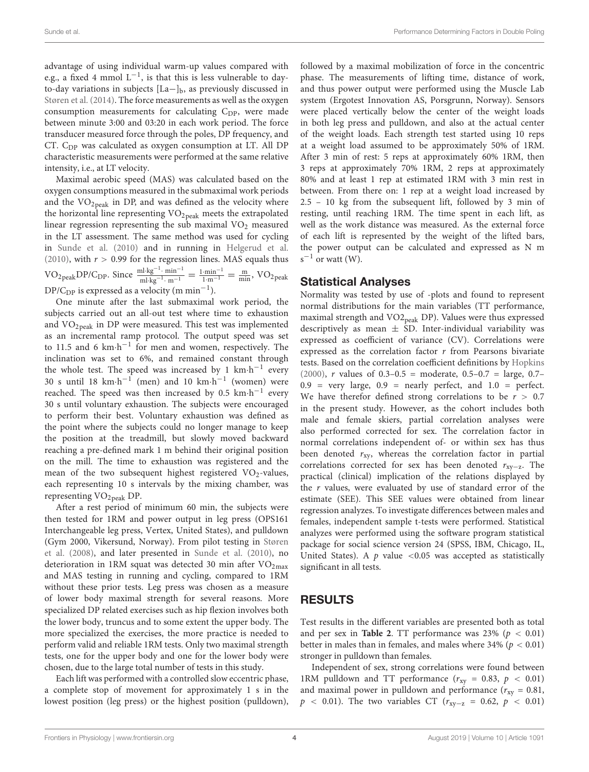advantage of using individual warm-up values compared with e.g., a fixed 4 mmol $L^{-1}$, is that this is less vulnerable to day-to-day variations in subjects $[La-]_b$, as previously discussed in Støren et al. (2014). The force measurements as well as the oxygen consumption measurements for calculating $C_{DP}$, were made between minute 3:00 and 03:20 in each work period. The force transducer measured force through the poles, DP frequency, and CT. $C_{DP}$ was calculated as oxygen consumption at LT. All DP characteristic measurements were performed at the same relative intensity, i.e., at LT velocity.

Maximal aerobic speed (MAS) was calculated based on the oxygen consumptions measured in the submaximal work periods and the $VO_{2peak}$ in DP, and was defined as the velocity where the horizontal line representing $VO_{2peak}$ meets the extrapolated linear regression representing the sub maximal $VO_2$ measured in the LT assessment. The same method was used for cycling in Sunde et al. (2010) and in running in Helgerud et al. (2010), with $r > 0.99$ for the regression lines. MAS equals thus $VO_{2peak}DP/C_{DP}$. Since $\frac{ml \cdot kg^{-1} \cdot min^{-1}}{ml \cdot kg^{-1} \cdot m^{-1}} = \frac{1 \cdot min^{-1}}{1 \cdot m^{-1}} = \frac{m}{min}$, $VO_{2peak}$ $DP/C_{DP}$ is expressed as a velocity (m $min^{-1}$).

One minute after the last submaximal work period, the subjects carried out an all-out test where time to exhaustion and $VO_{2peak}$ in DP were measured. This test was implemented as an incremental ramp protocol. The output speed was set to 11.5 and 6 km·$h^{-1}$ for men and women, respectively. The inclination was set to 6%, and remained constant through the whole test. The speed was increased by 1 km·$h^{-1}$ every 30 s until 18 km·$h^{-1}$ (men) and 10 km·$h^{-1}$ (women) were reached. The speed was then increased by 0.5 km·$h^{-1}$ every 30 s until voluntary exhaustion. The subjects were encouraged to perform their best. Voluntary exhaustion was defined as the point where the subjects could no longer manage to keep the position at the treadmill, but slowly moved backward reaching a pre-defined mark 1 m behind their original position on the mill. The time to exhaustion was registered and the mean of the two subsequent highest registered $VO_2$-values, each representing 10 s intervals by the mixing chamber, was representing $VO_{2peak}$ DP.

After a rest period of minimum 60 min, the subjects were then tested for 1RM and power output in leg press (OPS161 Interchangeable leg press, Vertex, United States), and pulldown (Gym 2000, Vikersund, Norway). From pilot testing in Støren et al. (2008), and later presented in Sunde et al. (2010), no deterioration in 1RM squat was detected 30 min after $VO_{2max}$ and MAS testing in running and cycling, compared to 1RM without these prior tests. Leg press was chosen as a measure of lower body maximal strength for several reasons. More specialized DP related exercises such as hip flexion involves both the lower body, truncus and to some extent the upper body. The more specialized the exercises, the more practice is needed to perform valid and reliable 1RM tests. Only two maximal strength tests, one for the upper body and one for the lower body were chosen, due to the large total number of tests in this study.

Each lift was performed with a controlled slow eccentric phase, a complete stop of movement for approximately 1 s in the lowest position (leg press) or the highest position (pulldown), followed by a maximal mobilization of force in the concentric phase. The measurements of lifting time, distance of work, and thus power output were performed using the Muscle Lab system (Ergotest Innovation AS, Porsgrunn, Norway). Sensors were placed vertically below the center of the weight loads in both leg press and pulldown, and also at the actual center of the weight loads. Each strength test started using 10 reps at a weight load assumed to be approximately 50% of 1RM. After 3 min of rest: 5 reps at approximately 60% 1RM, then 3 reps at approximately 70% 1RM, 2 reps at approximately 80% and at least 1 rep at estimated 1RM with 3 min rest in between. From there on: 1 rep at a weight load increased by 2.5 – 10 kg from the subsequent lift, followed by 3 min of resting, until reaching 1RM. The time spent in each lift, as well as the work distance was measured. As the external force of each lift is represented by the weight of the lifted bars, the power output can be calculated and expressed as N m $s^{-1}$ or watt (W).

## Statistical Analyses

Normality was tested by use of -plots and found to represent normal distributions for the main variables (TT performance, maximal strength and $VO_{2peak}$ DP). Values were thus expressed descriptively as mean ± SD. Inter-individual variability was expressed as coefficient of variance (CV). Correlations were expressed as the correlation factor $r$ from Pearsons bivariate tests. Based on the correlation coefficient definitions by Hopkins (2000), $r$ values of 0.3–0.5 = moderate, 0.5–0.7 = large, 0.7–0.9 = very large, 0.9 = nearly perfect, and 1.0 = perfect. We have therefor defined strong correlations to be $r > 0.7$ in the present study. However, as the cohort includes both male and female skiers, partial correlation analyses were also performed corrected for sex. The correlation factor in normal correlations independent of- or within sex has thus been denoted $r_{xy}$, whereas the correlation factor in partial correlations corrected for sex has been denoted $r_{xy-z}$. The practical (clinical) implication of the relations displayed by the $r$ values, were evaluated by use of standard error of the estimate (SEE). This SEE values were obtained from linear regression analyzes. To investigate differences between males and females, independent sample t-tests were performed. Statistical analyzes were performed using the software program statistical package for social science version 24 (SPSS, IBM, Chicago, IL, United States). A $p$ value <0.05 was accepted as statistically significant in all tests.

# RESULTS

Test results in the different variables are presented both as total and per sex in **Table 2**. TT performance was 23% ($p < 0.01$) better in males than in females, and males where 34% ($p < 0.01$) stronger in pulldown than females.

Independent of sex, strong correlations were found between 1RM pulldown and TT performance ($r_{xy} = 0.83$, $p < 0.01$) and maximal power in pulldown and performance ($r_{xy} = 0.81$, $p < 0.01$). The two variables CT ($r_{xy-z} = 0.62$, $p < 0.01$)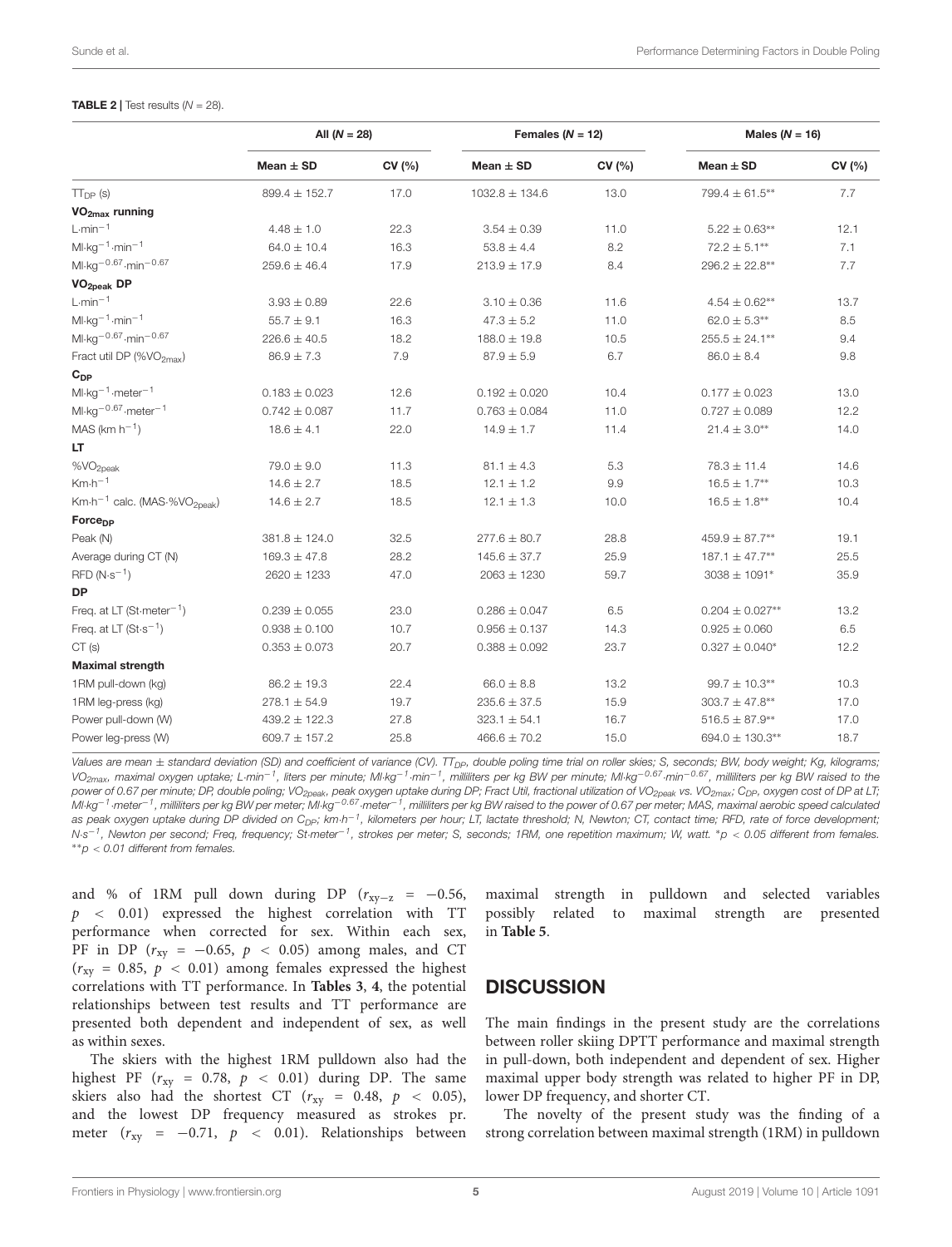**TABLE 2** | Test results (N = 28).

| | All (N = 28) | | Females (N = 12) | | Males (N = 16) | |
|---|---|---|---|---|---|---|
| | Mean ± SD | CV (%) | Mean ± SD | CV (%) | Mean ± SD | CV (%) |
| $TT_{DP}$ (s) | 899.4 ± 152.7 | 17.0 | 1032.8 ± 134.6 | 13.0 | 799.4 ± 61.5** | 7.7 |
| **$VO_{2max}$ running** | | | | | | |
| $L \cdot min^{-1}$ | 4.48 ± 1.0 | 22.3 | 3.54 ± 0.39 | 11.0 | 5.22 ± 0.63** | 12.1 |
| $Ml \cdot kg^{-1} \cdot min^{-1}$ | 64.0 ± 10.4 | 16.3 | 53.8 ± 4.4 | 8.2 | 72.2 ± 5.1** | 7.1 |
| $Ml \cdot kg^{-0.67} \cdot min^{-0.67}$ | 259.6 ± 46.4 | 17.9 | 213.9 ± 17.9 | 8.4 | 296.2 ± 22.8** | 7.7 |
| **$VO_{2peak}$ DP** | | | | | | |
| $L \cdot min^{-1}$ | 3.93 ± 0.89 | 22.6 | 3.10 ± 0.36 | 11.6 | 4.54 ± 0.62** | 13.7 |
| $Ml \cdot kg^{-1} \cdot min^{-1}$ | 55.7 ± 9.1 | 16.3 | 47.3 ± 5.2 | 11.0 | 62.0 ± 5.3** | 8.5 |
| $Ml \cdot kg^{-0.67} \cdot min^{-0.67}$ | 226.6 ± 40.5 | 18.2 | 188.0 ± 19.8 | 10.5 | 255.5 ± 24.1** | 9.4 |
| Fract util DP (%$VO_{2max}$) | 86.9 ± 7.3 | 7.9 | 87.9 ± 5.9 | 6.7 | 86.0 ± 8.4 | 9.8 |
| **$C_{DP}$** | | | | | | |
| $Ml \cdot kg^{-1} \cdot meter^{-1}$ | 0.183 ± 0.023 | 12.6 | 0.192 ± 0.020 | 10.4 | 0.177 ± 0.023 | 13.0 |
| $Ml \cdot kg^{-0.67} \cdot meter^{-1}$ | 0.742 ± 0.087 | 11.7 | 0.763 ± 0.084 | 11.0 | 0.727 ± 0.089 | 12.2 |
| MAS ($km\ h^{-1}$) | 18.6 ± 4.1 | 22.0 | 14.9 ± 1.7 | 11.4 | 21.4 ± 3.0** | 14.0 |
| **LT** | | | | | | |
| %$VO_{2peak}$ | 79.0 ± 9.0 | 11.3 | 81.1 ± 4.3 | 5.3 | 78.3 ± 11.4 | 14.6 |
| $Km \cdot h^{-1}$ | 14.6 ± 2.7 | 18.5 | 12.1 ± 1.2 | 9.9 | 16.5 ± 1.7** | 10.3 |
| $Km \cdot h^{-1}$ calc. (MAS·%$VO_{2peak}$) | 14.6 ± 2.7 | 18.5 | 12.1 ± 1.3 | 10.0 | 16.5 ± 1.8** | 10.4 |
| **$Force_{DP}$** | | | | | | |
| Peak (N) | 381.8 ± 124.0 | 32.5 | 277.6 ± 80.7 | 28.8 | 459.9 ± 87.7** | 19.1 |
| Average during CT (N) | 169.3 ± 47.8 | 28.2 | 145.6 ± 37.7 | 25.9 | 187.1 ± 47.7** | 25.5 |
| RFD ($N \cdot s^{-1}$) | 2620 ± 1233 | 47.0 | 2063 ± 1230 | 59.7 | 3038 ± 1091* | 35.9 |
| **DP** | | | | | | |
| Freq. at LT ($St \cdot meter^{-1}$) | 0.239 ± 0.055 | 23.0 | 0.286 ± 0.047 | 6.5 | 0.204 ± 0.027** | 13.2 |
| Freq. at LT ($St \cdot s^{-1}$) | 0.938 ± 0.100 | 10.7 | 0.956 ± 0.137 | 14.3 | 0.925 ± 0.060 | 6.5 |
| CT (s) | 0.353 ± 0.073 | 20.7 | 0.388 ± 0.092 | 23.7 | 0.327 ± 0.040* | 12.2 |
| **Maximal strength** | | | | | | |
| 1RM pull-down (kg) | 86.2 ± 19.3 | 22.4 | 66.0 ± 8.8 | 13.2 | 99.7 ± 10.3** | 10.3 |
| 1RM leg-press (kg) | 278.1 ± 54.9 | 19.7 | 235.6 ± 37.5 | 15.9 | 303.7 ± 47.8** | 17.0 |
| Power pull-down (W) | 439.2 ± 122.3 | 27.8 | 323.1 ± 54.1 | 16.7 | 516.5 ± 87.9** | 17.0 |
| Power leg-press (W) | 609.7 ± 157.2 | 25.8 | 466.6 ± 70.2 | 15.0 | 694.0 ± 130.3** | 18.7 |

*Values are mean ± standard deviation (SD) and coefficient of variance (CV). $TT_{DP}$, double poling time trial on roller skies; S, seconds; BW, body weight; Kg, kilograms; $VO_{2max}$, maximal oxygen uptake; $L \cdot min^{-1}$, liters per minute; $Ml \cdot kg^{-1} \cdot min^{-1}$, milliliters per kg BW per minute; $Ml \cdot kg^{-0.67} \cdot min^{-0.67}$, milliliters per kg BW raised to the power of 0.67 per minute; DP, double poling; $VO_{2peak}$, peak oxygen uptake during DP; Fract Util, fractional utilization of $VO_{2peak}$ vs. $VO_{2max}$; $C_{DP}$, oxygen cost of DP at LT; $Ml \cdot kg^{-1} \cdot meter^{-1}$, milliliters per kg BW per meter; $Ml \cdot kg^{-0.67} \cdot meter^{-1}$, milliliters per kg BW raised to the power of 0.67 per meter; MAS, maximal aerobic speed calculated as peak oxygen uptake during DP divided on $C_{DP}$; $km \cdot h^{-1}$, kilometers per hour; LT, lactate threshold; N, Newton; CT, contact time; RFD, rate of force development; $N \cdot s^{-1}$, Newton per second; Freq, frequency; $St \cdot meter^{-1}$, strokes per meter; S, seconds; 1RM, one repetition maximum; W, watt. *p < 0.05 different from females. **p < 0.01 different from females.*

and % of 1RM pull down during DP ($r_{xy-z} = -0.56$, $p < 0.01$) expressed the highest correlation with TT performance when corrected for sex. Within each sex, PF in DP ($r_{xy} = -0.65$, $p < 0.05$) among males, and CT ($r_{xy} = 0.85$, $p < 0.01$) among females expressed the highest correlations with TT performance. In **Tables 3**, **4**, the potential relationships between test results and TT performance are presented both dependent and independent of sex, as well as within sexes.

The skiers with the highest 1RM pulldown also had the highest PF ($r_{xy} = 0.78$, $p < 0.01$) during DP. The same skiers also had the shortest CT ($r_{xy} = 0.48$, $p < 0.05$), and the lowest DP frequency measured as strokes pr. meter ($r_{xy} = -0.71$, $p < 0.01$). Relationships between maximal strength in pulldown and selected variables possibly related to maximal strength are presented in **Table 5**.

## DISCUSSION

The main findings in the present study are the correlations between roller skiing DPTT performance and maximal strength in pull-down, both independent and dependent of sex. Higher maximal upper body strength was related to higher PF in DP, lower DP frequency, and shorter CT.

The novelty of the present study was the finding of a strong correlation between maximal strength (1RM) in pulldown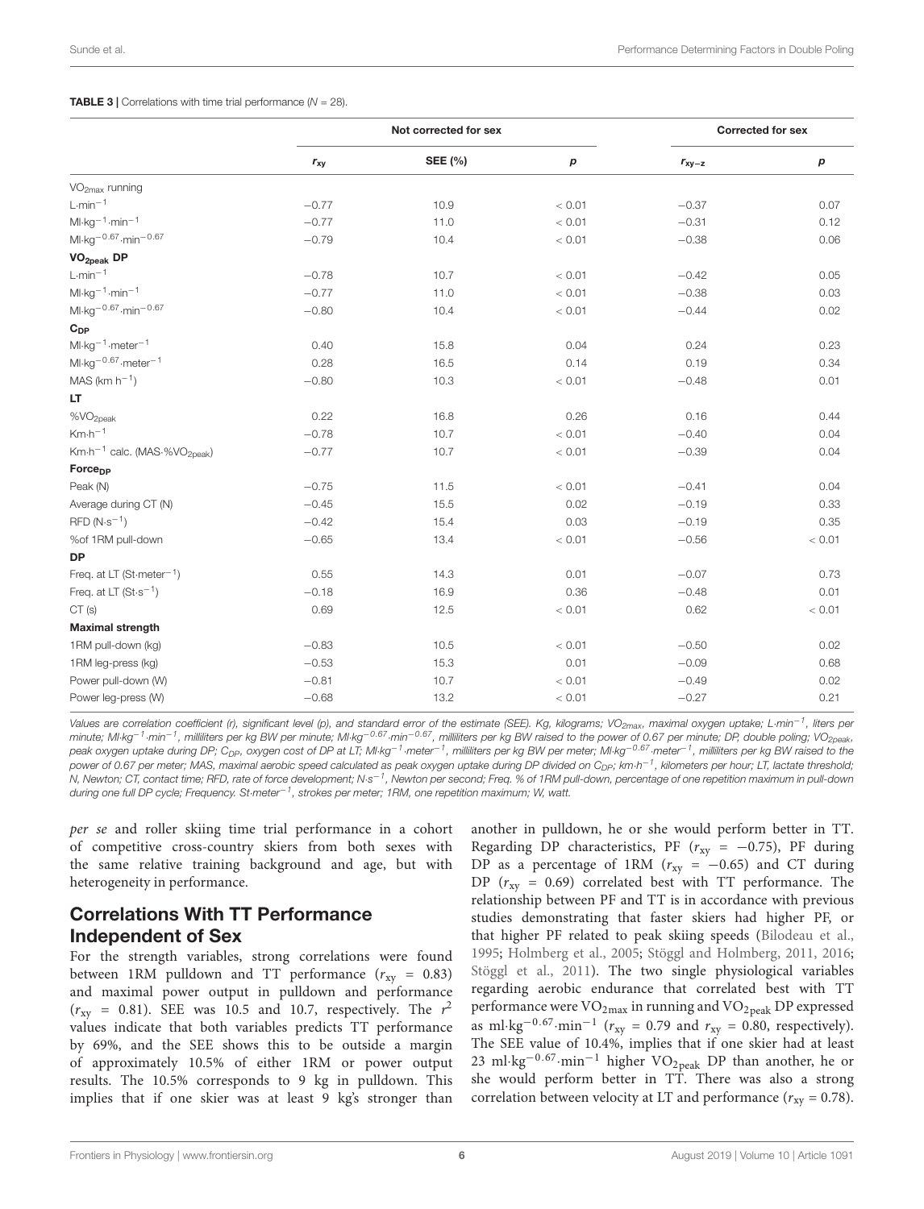**TABLE 3 |** Correlations with time trial performance ($N$ = 28).

| | Not corrected for sex | | | Corrected for sex | |
|---|---|---|---|---|---|
| | $r_{xy}$ | SEE (%) | $p$ | $r_{xy-z}$ | $p$ |
| $VO_{2max}$ running | | | | | |
| $L{\cdot}min^{-1}$ | −0.77 | 10.9 | < 0.01 | −0.37 | 0.07 |
| $Ml{\cdot}kg^{-1}{\cdot}min^{-1}$ | −0.77 | 11.0 | < 0.01 | −0.31 | 0.12 |
| $Ml{\cdot}kg^{-0.67}{\cdot}min^{-0.67}$ | −0.79 | 10.4 | < 0.01 | −0.38 | 0.06 |
| **$VO_{2peak}$ DP** | | | | | |
| $L{\cdot}min^{-1}$ | −0.78 | 10.7 | < 0.01 | −0.42 | 0.05 |
| $Ml{\cdot}kg^{-1}{\cdot}min^{-1}$ | −0.77 | 11.0 | < 0.01 | −0.38 | 0.03 |
| $Ml{\cdot}kg^{-0.67}{\cdot}min^{-0.67}$ | −0.80 | 10.4 | < 0.01 | −0.44 | 0.02 |
| **$C_{DP}$** | | | | | |
| $Ml{\cdot}kg^{-1}{\cdot}meter^{-1}$ | 0.40 | 15.8 | 0.04 | 0.24 | 0.23 |
| $Ml{\cdot}kg^{-0.67}{\cdot}meter^{-1}$ | 0.28 | 16.5 | 0.14 | 0.19 | 0.34 |
| MAS ($km\ h^{-1}$) | −0.80 | 10.3 | < 0.01 | −0.48 | 0.01 |
| **LT** | | | | | |
| $\%VO_{2peak}$ | 0.22 | 16.8 | 0.26 | 0.16 | 0.44 |
| $Km{\cdot}h^{-1}$ | −0.78 | 10.7 | < 0.01 | −0.40 | 0.04 |
| $Km{\cdot}h^{-1}$ calc. ($MAS{\cdot}\%VO_{2peak}$) | −0.77 | 10.7 | < 0.01 | −0.39 | 0.04 |
| **$Force_{DP}$** | | | | | |
| Peak (N) | −0.75 | 11.5 | < 0.01 | −0.41 | 0.04 |
| Average during CT (N) | −0.45 | 15.5 | 0.02 | −0.19 | 0.33 |
| RFD ($N{\cdot}s^{-1}$) | −0.42 | 15.4 | 0.03 | −0.19 | 0.35 |
| %of 1RM pull-down | −0.65 | 13.4 | < 0.01 | −0.56 | < 0.01 |
| **DP** | | | | | |
| Freq. at LT ($St{\cdot}meter^{-1}$) | 0.55 | 14.3 | 0.01 | −0.07 | 0.73 |
| Freq. at LT ($St{\cdot}s^{-1}$) | −0.18 | 16.9 | 0.36 | −0.48 | 0.01 |
| CT (s) | 0.69 | 12.5 | < 0.01 | 0.62 | < 0.01 |
| **Maximal strength** | | | | | |
| 1RM pull-down (kg) | −0.83 | 10.5 | < 0.01 | −0.50 | 0.02 |
| 1RM leg-press (kg) | −0.53 | 15.3 | 0.01 | −0.09 | 0.68 |
| Power pull-down (W) | −0.81 | 10.7 | < 0.01 | −0.49 | 0.02 |
| Power leg-press (W) | −0.68 | 13.2 | < 0.01 | −0.27 | 0.21 |

*Values are correlation coefficient (r), significant level (p), and standard error of the estimate (SEE). Kg, kilograms; $VO_{2max}$, maximal oxygen uptake; $L{\cdot}min^{-1}$, liters per minute; $Ml{\cdot}kg^{-1}{\cdot}min^{-1}$, milliliters per kg BW per minute; $Ml{\cdot}kg^{-0.67}{\cdot}min^{-0.67}$, milliliters per kg BW raised to the power of 0.67 per minute; DP, double poling; $VO_{2peak}$, peak oxygen uptake during DP; $C_{DP}$, oxygen cost of DP at LT; $Ml{\cdot}kg^{-1}{\cdot}meter^{-1}$, milliliters per kg BW per meter; $Ml{\cdot}kg^{-0.67}{\cdot}meter^{-1}$, milliliters per kg BW raised to the power of 0.67 per meter; MAS, maximal aerobic speed calculated as peak oxygen uptake during DP divided on $C_{DP}$; $km{\cdot}h^{-1}$, kilometers per hour; LT, lactate threshold; N, Newton; CT, contact time; RFD, rate of force development; $N{\cdot}s^{-1}$, Newton per second; Freq. % of 1RM pull-down, percentage of one repetition maximum in pull-down during one full DP cycle; Frequency. $St{\cdot}meter^{-1}$, strokes per meter; 1RM, one repetition maximum; W, watt.*

*per se* and roller skiing time trial performance in a cohort of competitive cross-country skiers from both sexes with the same relative training background and age, but with heterogeneity in performance.

## Correlations With TT Performance Independent of Sex

For the strength variables, strong correlations were found between 1RM pulldown and TT performance ($r_{xy}$ = 0.83) and maximal power output in pulldown and performance ($r_{xy}$ = 0.81). SEE was 10.5 and 10.7, respectively. The $r^2$ values indicate that both variables predicts TT performance by 69%, and the SEE shows this to be outside a margin of approximately 10.5% of either 1RM or power output results. The 10.5% corresponds to 9 kg in pulldown. This implies that if one skier was at least 9 kg's stronger than another in pulldown, he or she would perform better in TT. Regarding DP characteristics, PF ($r_{xy}$ = −0.75), PF during DP as a percentage of 1RM ($r_{xy}$ = −0.65) and CT during DP ($r_{xy}$ = 0.69) correlated best with TT performance. The relationship between PF and TT is in accordance with previous studies demonstrating that faster skiers had higher PF, or that higher PF related to peak skiing speeds (Bilodeau et al., 1995; Holmberg et al., 2005; Stöggl and Holmberg, 2011, 2016; Stöggl et al., 2011). The two single physiological variables regarding aerobic endurance that correlated best with TT performance were $VO_{2max}$ in running and $VO_{2peak}$ DP expressed as $ml{\cdot}kg^{-0.67}{\cdot}min^{-1}$ ($r_{xy}$ = 0.79 and $r_{xy}$ = 0.80, respectively). The SEE value of 10.4%, implies that if one skier had at least 23 $ml{\cdot}kg^{-0.67}{\cdot}min^{-1}$ higher $VO_{2peak}$ DP than another, he or she would perform better in TT. There was also a strong correlation between velocity at LT and performance ($r_{xy}$ = 0.78).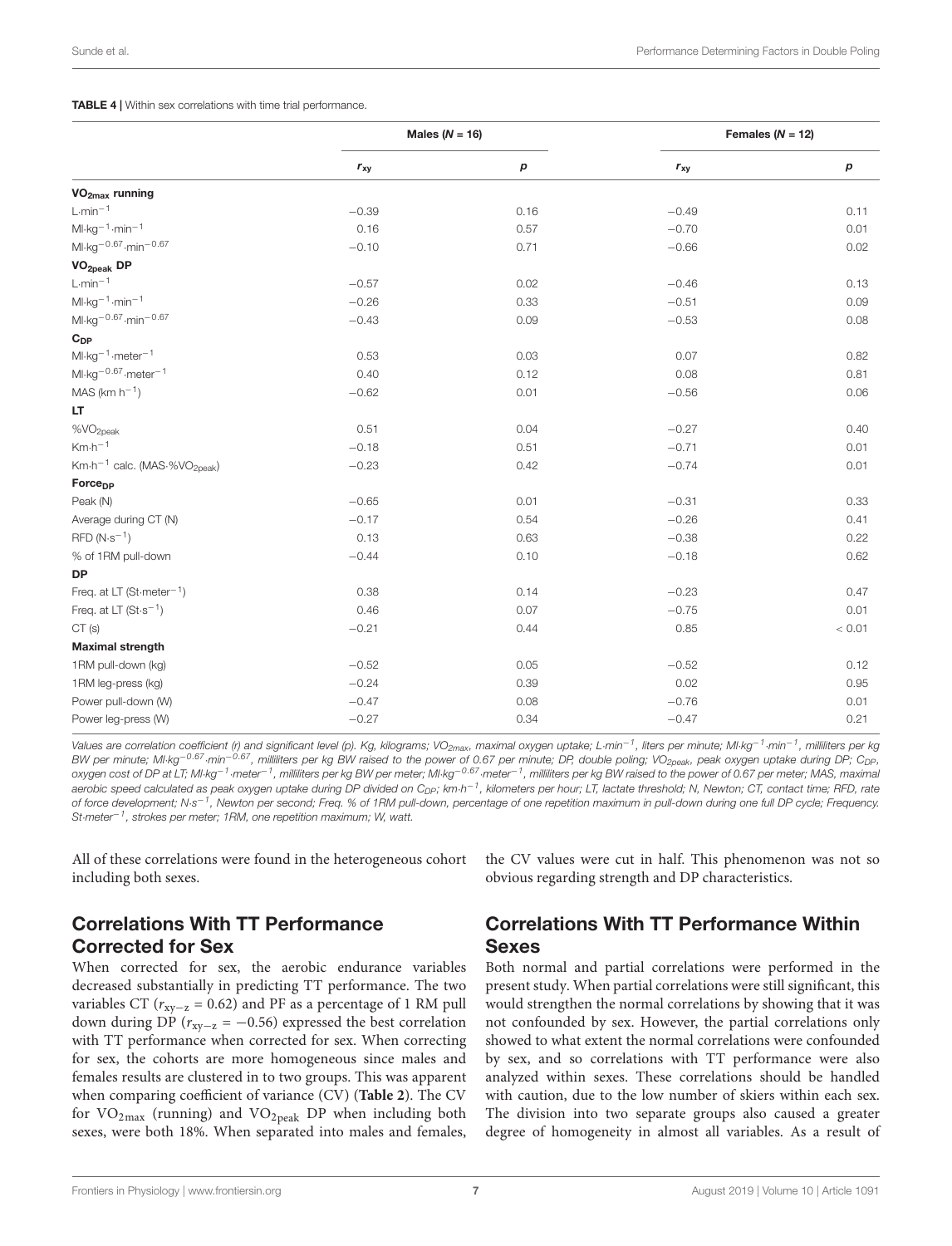**TABLE 4 |** Within sex correlations with time trial performance.

| | Males ($N$ = 16) | | Females ($N$ = 12) | |
|---|---|---|---|---|
| | $r_{xy}$ | $p$ | $r_{xy}$ | $p$ |
| **$VO_{2max}$ running** | | | | |
| $L{\cdot}min^{-1}$ | −0.39 | 0.16 | −0.49 | 0.11 |
| $Ml{\cdot}kg^{-1}{\cdot}min^{-1}$ | 0.16 | 0.57 | −0.70 | 0.01 |
| $Ml{\cdot}kg^{-0.67}{\cdot}min^{-0.67}$ | −0.10 | 0.71 | −0.66 | 0.02 |
| **$VO_{2peak}$ DP** | | | | |
| $L{\cdot}min^{-1}$ | −0.57 | 0.02 | −0.46 | 0.13 |
| $Ml{\cdot}kg^{-1}{\cdot}min^{-1}$ | −0.26 | 0.33 | −0.51 | 0.09 |
| $Ml{\cdot}kg^{-0.67}{\cdot}min^{-0.67}$ | −0.43 | 0.09 | −0.53 | 0.08 |
| **$C_{DP}$** | | | | |
| $Ml{\cdot}kg^{-1}{\cdot}meter^{-1}$ | 0.53 | 0.03 | 0.07 | 0.82 |
| $Ml{\cdot}kg^{-0.67}{\cdot}meter^{-1}$ | 0.40 | 0.12 | 0.08 | 0.81 |
| MAS ($km\ h^{-1}$) | −0.62 | 0.01 | −0.56 | 0.06 |
| **LT** | | | | |
| $\%VO_{2peak}$ | 0.51 | 0.04 | −0.27 | 0.40 |
| $Km{\cdot}h^{-1}$ | −0.18 | 0.51 | −0.71 | 0.01 |
| $Km{\cdot}h^{-1}$ calc. ($MAS{\cdot}\%VO_{2peak}$) | −0.23 | 0.42 | −0.74 | 0.01 |
| **$Force_{DP}$** | | | | |
| Peak (N) | −0.65 | 0.01 | −0.31 | 0.33 |
| Average during CT (N) | −0.17 | 0.54 | −0.26 | 0.41 |
| RFD ($N{\cdot}s^{-1}$) | 0.13 | 0.63 | −0.38 | 0.22 |
| % of 1RM pull-down | −0.44 | 0.10 | −0.18 | 0.62 |
| **DP** | | | | |
| Freq. at LT ($St{\cdot}meter^{-1}$) | 0.38 | 0.14 | −0.23 | 0.47 |
| Freq. at LT ($St{\cdot}s^{-1}$) | 0.46 | 0.07 | −0.75 | 0.01 |
| CT (s) | −0.21 | 0.44 | 0.85 | < 0.01 |
| **Maximal strength** | | | | |
| 1RM pull-down (kg) | −0.52 | 0.05 | −0.52 | 0.12 |
| 1RM leg-press (kg) | −0.24 | 0.39 | 0.02 | 0.95 |
| Power pull-down (W) | −0.47 | 0.08 | −0.76 | 0.01 |
| Power leg-press (W) | −0.27 | 0.34 | −0.47 | 0.21 |

*Values are correlation coefficient (r) and significant level (p). Kg, kilograms; $VO_{2max}$, maximal oxygen uptake; $L{\cdot}min^{-1}$, liters per minute; $Ml{\cdot}kg^{-1}{\cdot}min^{-1}$, milliliters per kg BW per minute; $Ml{\cdot}kg^{-0.67}{\cdot}min^{-0.67}$, milliliters per kg BW raised to the power of 0.67 per minute; DP, double poling; $VO_{2peak}$, peak oxygen uptake during DP; $C_{DP}$, oxygen cost of DP at LT; $Ml{\cdot}kg^{-1}{\cdot}meter^{-1}$, milliliters per kg BW per meter; $Ml{\cdot}kg^{-0.67}{\cdot}meter^{-1}$, milliliters per kg BW raised to the power of 0.67 per meter; MAS, maximal aerobic speed calculated as peak oxygen uptake during DP divided on $C_{DP}$; $km{\cdot}h^{-1}$, kilometers per hour; LT, lactate threshold; N, Newton; CT, contact time; RFD, rate of force development; $N{\cdot}s^{-1}$, Newton per second; Freq. % of 1RM pull-down, percentage of one repetition maximum in pull-down during one full DP cycle; Frequency. $St{\cdot}meter^{-1}$, strokes per meter; 1RM, one repetition maximum; W, watt.*

All of these correlations were found in the heterogeneous cohort including both sexes.

## Correlations With TT Performance Corrected for Sex

When corrected for sex, the aerobic endurance variables decreased substantially in predicting TT performance. The two variables CT ($r_{xy-z}$ = 0.62) and PF as a percentage of 1 RM pull down during DP ($r_{xy-z}$ = −0.56) expressed the best correlation with TT performance when corrected for sex. When correcting for sex, the cohorts are more homogeneous since males and females results are clustered in to two groups. This was apparent when comparing coefficient of variance (CV) (**Table 2**). The CV for $VO_{2max}$ (running) and $VO_{2peak}$ DP when including both sexes, were both 18%. When separated into males and females, the CV values were cut in half. This phenomenon was not so obvious regarding strength and DP characteristics.

## Correlations With TT Performance Within Sexes

Both normal and partial correlations were performed in the present study. When partial correlations were still significant, this would strengthen the normal correlations by showing that it was not confounded by sex. However, the partial correlations only showed to what extent the normal correlations were confounded by sex, and so correlations with TT performance were also analyzed within sexes. These correlations should be handled with caution, due to the low number of skiers within each sex. The division into two separate groups also caused a greater degree of homogeneity in almost all variables. As a result of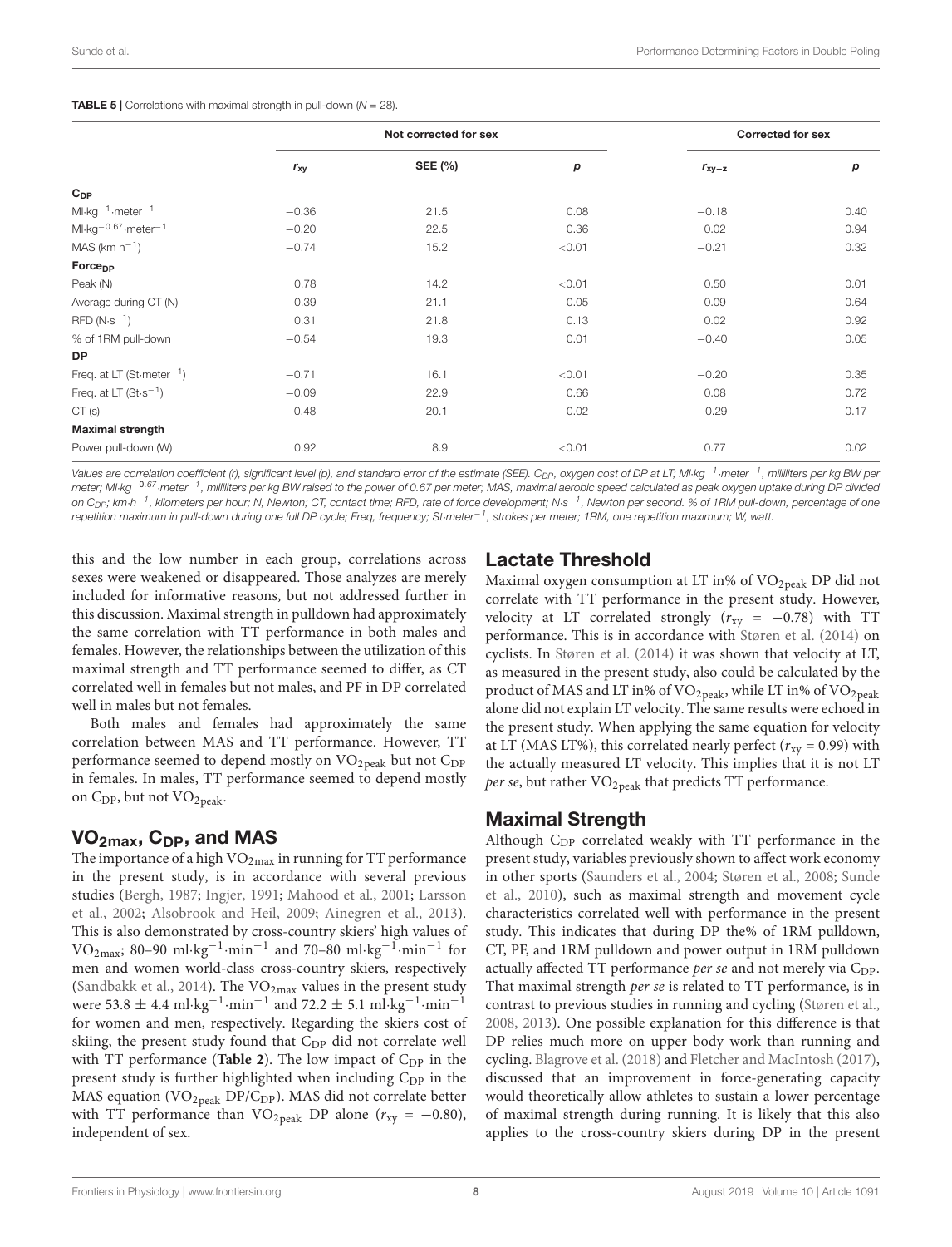**TABLE 5 |** Correlations with maximal strength in pull-down ($N = 28$).

| | Not corrected for sex | | | Corrected for sex | |
|---|---|---|---|---|---|
| | $r_{xy}$ | SEE (%) | $p$ | $r_{xy-z}$ | $p$ |
| **$C_{DP}$** | | | | | |
| $Ml{\cdot}kg^{-1}{\cdot}meter^{-1}$ | −0.36 | 21.5 | 0.08 | −0.18 | 0.40 |
| $Ml{\cdot}kg^{-0.67}{\cdot}meter^{-1}$ | −0.20 | 22.5 | 0.36 | 0.02 | 0.94 |
| MAS ($km\ h^{-1}$) | −0.74 | 15.2 | <0.01 | −0.21 | 0.32 |
| **$Force_{DP}$** | | | | | |
| Peak (N) | 0.78 | 14.2 | <0.01 | 0.50 | 0.01 |
| Average during CT (N) | 0.39 | 21.1 | 0.05 | 0.09 | 0.64 |
| RFD ($N{\cdot}s^{-1}$) | 0.31 | 21.8 | 0.13 | 0.02 | 0.92 |
| % of 1RM pull-down | −0.54 | 19.3 | 0.01 | −0.40 | 0.05 |
| **DP** | | | | | |
| Freq. at LT ($St{\cdot}meter^{-1}$) | −0.71 | 16.1 | <0.01 | −0.20 | 0.35 |
| Freq. at LT ($St{\cdot}s^{-1}$) | −0.09 | 22.9 | 0.66 | 0.08 | 0.72 |
| CT (s) | −0.48 | 20.1 | 0.02 | −0.29 | 0.17 |
| **Maximal strength** | | | | | |
| Power pull-down (W) | 0.92 | 8.9 | <0.01 | 0.77 | 0.02 |

*Values are correlation coefficient (r), significant level (p), and standard error of the estimate (SEE). $C_{DP}$, oxygen cost of DP at LT; $Ml{\cdot}kg^{-1}{\cdot}meter^{-1}$, milliliters per kg BW per meter; $Ml{\cdot}kg^{-0.67}{\cdot}meter^{-1}$, milliliters per kg BW raised to the power of 0.67 per meter; MAS, maximal aerobic speed calculated as peak oxygen uptake during DP divided on $C_{DP}$; $km{\cdot}h^{-1}$, kilometers per hour; N, Newton; CT, contact time; RFD, rate of force development; $N{\cdot}s^{-1}$, Newton per second. % of 1RM pull-down, percentage of one repetition maximum in pull-down during one full DP cycle; Freq, frequency; $St{\cdot}meter^{-1}$, strokes per meter; 1RM, one repetition maximum; W, watt.*

this and the low number in each group, correlations across sexes were weakened or disappeared. Those analyzes are merely included for informative reasons, but not addressed further in this discussion. Maximal strength in pulldown had approximately the same correlation with TT performance in both males and females. However, the relationships between the utilization of this maximal strength and TT performance seemed to differ, as CT correlated well in females but not males, and PF in DP correlated well in males but not females.

Both males and females had approximately the same correlation between MAS and TT performance. However, TT performance seemed to depend mostly on $VO_{2peak}$ but not $C_{DP}$ in females. In males, TT performance seemed to depend mostly on $C_{DP}$, but not $VO_{2peak}$.

## $VO_{2max}$, $C_{DP}$, and MAS

The importance of a high $VO_{2max}$ in running for TT performance in the present study, is in accordance with several previous studies (Bergh, 1987; Ingjer, 1991; Mahood et al., 2001; Larsson et al., 2002; Alsobrook and Heil, 2009; Ainegren et al., 2013). This is also demonstrated by cross-country skiers' high values of $VO_{2max}$; 80–90 $ml{\cdot}kg^{-1}{\cdot}min^{-1}$ and 70–80 $ml{\cdot}kg^{-1}{\cdot}min^{-1}$ for men and women world-class cross-country skiers, respectively (Sandbakk et al., 2014). The $VO_{2max}$ values in the present study were $53.8 \pm 4.4$ $ml{\cdot}kg^{-1}{\cdot}min^{-1}$ and $72.2 \pm 5.1$ $ml{\cdot}kg^{-1}{\cdot}min^{-1}$ for women and men, respectively. Regarding the skiers cost of skiing, the present study found that $C_{DP}$ did not correlate well with TT performance (**Table 2**). The low impact of $C_{DP}$ in the present study is further highlighted when including $C_{DP}$ in the MAS equation ($VO_{2peak}$ DP/$C_{DP}$). MAS did not correlate better with TT performance than $VO_{2peak}$ DP alone ($r_{xy} = -0.80$), independent of sex.

## Lactate Threshold

Maximal oxygen consumption at LT in% of $VO_{2peak}$ DP did not correlate with TT performance in the present study. However, velocity at LT correlated strongly ($r_{xy} = -0.78$) with TT performance. This is in accordance with Støren et al. (2014) on cyclists. In Støren et al. (2014) it was shown that velocity at LT, as measured in the present study, also could be calculated by the product of MAS and LT in% of $VO_{2peak}$, while LT in% of $VO_{2peak}$ alone did not explain LT velocity. The same results were echoed in the present study. When applying the same equation for velocity at LT (MAS LT%), this correlated nearly perfect ($r_{xy} = 0.99$) with the actually measured LT velocity. This implies that it is not LT *per se*, but rather $VO_{2peak}$ that predicts TT performance.

## Maximal Strength

Although $C_{DP}$ correlated weakly with TT performance in the present study, variables previously shown to affect work economy in other sports (Saunders et al., 2004; Støren et al., 2008; Sunde et al., 2010), such as maximal strength and movement cycle characteristics correlated well with performance in the present study. This indicates that during DP the% of 1RM pulldown, CT, PF, and 1RM pulldown and power output in 1RM pulldown actually affected TT performance *per se* and not merely via $C_{DP}$. That maximal strength *per se* is related to TT performance, is in contrast to previous studies in running and cycling (Støren et al., 2008, 2013). One possible explanation for this difference is that DP relies much more on upper body work than running and cycling. Blagrove et al. (2018) and Fletcher and MacIntosh (2017), discussed that an improvement in force-generating capacity would theoretically allow athletes to sustain a lower percentage of maximal strength during running. It is likely that this also applies to the cross-country skiers during DP in the present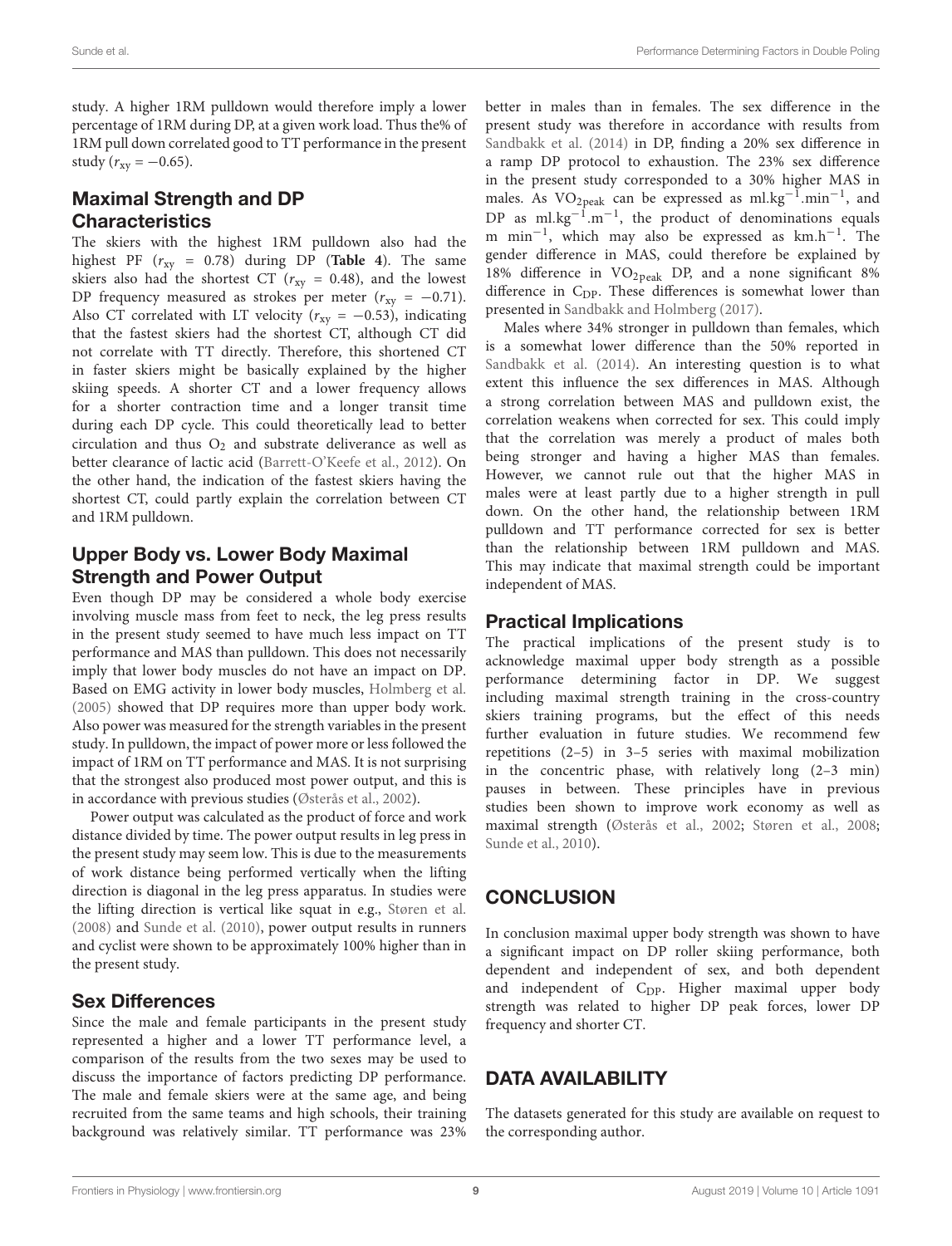study. A higher 1RM pulldown would therefore imply a lower percentage of 1RM during DP, at a given work load. Thus the% of 1RM pull down correlated good to TT performance in the present study ($r_{xy} = -0.65$).

## Maximal Strength and DP Characteristics

The skiers with the highest 1RM pulldown also had the highest PF ($r_{xy} = 0.78$) during DP (**Table 4**). The same skiers also had the shortest CT ($r_{xy} = 0.48$), and the lowest DP frequency measured as strokes per meter ($r_{xy} = -0.71$). Also CT correlated with LT velocity ($r_{xy} = -0.53$), indicating that the fastest skiers had the shortest CT, although CT did not correlate with TT directly. Therefore, this shortened CT in faster skiers might be basically explained by the higher skiing speeds. A shorter CT and a lower frequency allows for a shorter contraction time and a longer transit time during each DP cycle. This could theoretically lead to better circulation and thus $O_2$ and substrate deliverance as well as better clearance of lactic acid (Barrett-O'Keefe et al., 2012). On the other hand, the indication of the fastest skiers having the shortest CT, could partly explain the correlation between CT and 1RM pulldown.

## Upper Body vs. Lower Body Maximal Strength and Power Output

Even though DP may be considered a whole body exercise involving muscle mass from feet to neck, the leg press results in the present study seemed to have much less impact on TT performance and MAS than pulldown. This does not necessarily imply that lower body muscles do not have an impact on DP. Based on EMG activity in lower body muscles, Holmberg et al. (2005) showed that DP requires more than upper body work. Also power was measured for the strength variables in the present study. In pulldown, the impact of power more or less followed the impact of 1RM on TT performance and MAS. It is not surprising that the strongest also produced most power output, and this is in accordance with previous studies (Østerås et al., 2002).

Power output was calculated as the product of force and work distance divided by time. The power output results in leg press in the present study may seem low. This is due to the measurements of work distance being performed vertically when the lifting direction is diagonal in the leg press apparatus. In studies were the lifting direction is vertical like squat in e.g., Støren et al. (2008) and Sunde et al. (2010), power output results in runners and cyclist were shown to be approximately 100% higher than in the present study.

## Sex Differences

Since the male and female participants in the present study represented a higher and a lower TT performance level, a comparison of the results from the two sexes may be used to discuss the importance of factors predicting DP performance. The male and female skiers were at the same age, and being recruited from the same teams and high schools, their training background was relatively similar. TT performance was 23% better in males than in females. The sex difference in the present study was therefore in accordance with results from Sandbakk et al. (2014) in DP, finding a 20% sex difference in a ramp DP protocol to exhaustion. The 23% sex difference in the present study corresponded to a 30% higher MAS in males. As $VO_{2peak}$ can be expressed as $ml.kg^{-1}.min^{-1}$, and DP as $ml.kg^{-1}.m^{-1}$, the product of denominations equals $m\ min^{-1}$, which may also be expressed as $km.h^{-1}$. The gender difference in MAS, could therefore be explained by 18% difference in $VO_{2peak}$ DP, and a none significant 8% difference in $C_{DP}$. These differences is somewhat lower than presented in Sandbakk and Holmberg (2017).

Males where 34% stronger in pulldown than females, which is a somewhat lower difference than the 50% reported in Sandbakk et al. (2014). An interesting question is to what extent this influence the sex differences in MAS. Although a strong correlation between MAS and pulldown exist, the correlation weakens when corrected for sex. This could imply that the correlation was merely a product of males both being stronger and having a higher MAS than females. However, we cannot rule out that the higher MAS in males were at least partly due to a higher strength in pull down. On the other hand, the relationship between 1RM pulldown and TT performance corrected for sex is better than the relationship between 1RM pulldown and MAS. This may indicate that maximal strength could be important independent of MAS.

## Practical Implications

The practical implications of the present study is to acknowledge maximal upper body strength as a possible performance determining factor in DP. We suggest including maximal strength training in the cross-country skiers training programs, but the effect of this needs further evaluation in future studies. We recommend few repetitions (2–5) in 3–5 series with maximal mobilization in the concentric phase, with relatively long (2–3 min) pauses in between. These principles have in previous studies been shown to improve work economy as well as maximal strength (Østerås et al., 2002; Støren et al., 2008; Sunde et al., 2010).

# CONCLUSION

In conclusion maximal upper body strength was shown to have a significant impact on DP roller skiing performance, both dependent and independent of sex, and both dependent and independent of $C_{DP}$. Higher maximal upper body strength was related to higher DP peak forces, lower DP frequency and shorter CT.

# DATA AVAILABILITY

The datasets generated for this study are available on request to the corresponding author.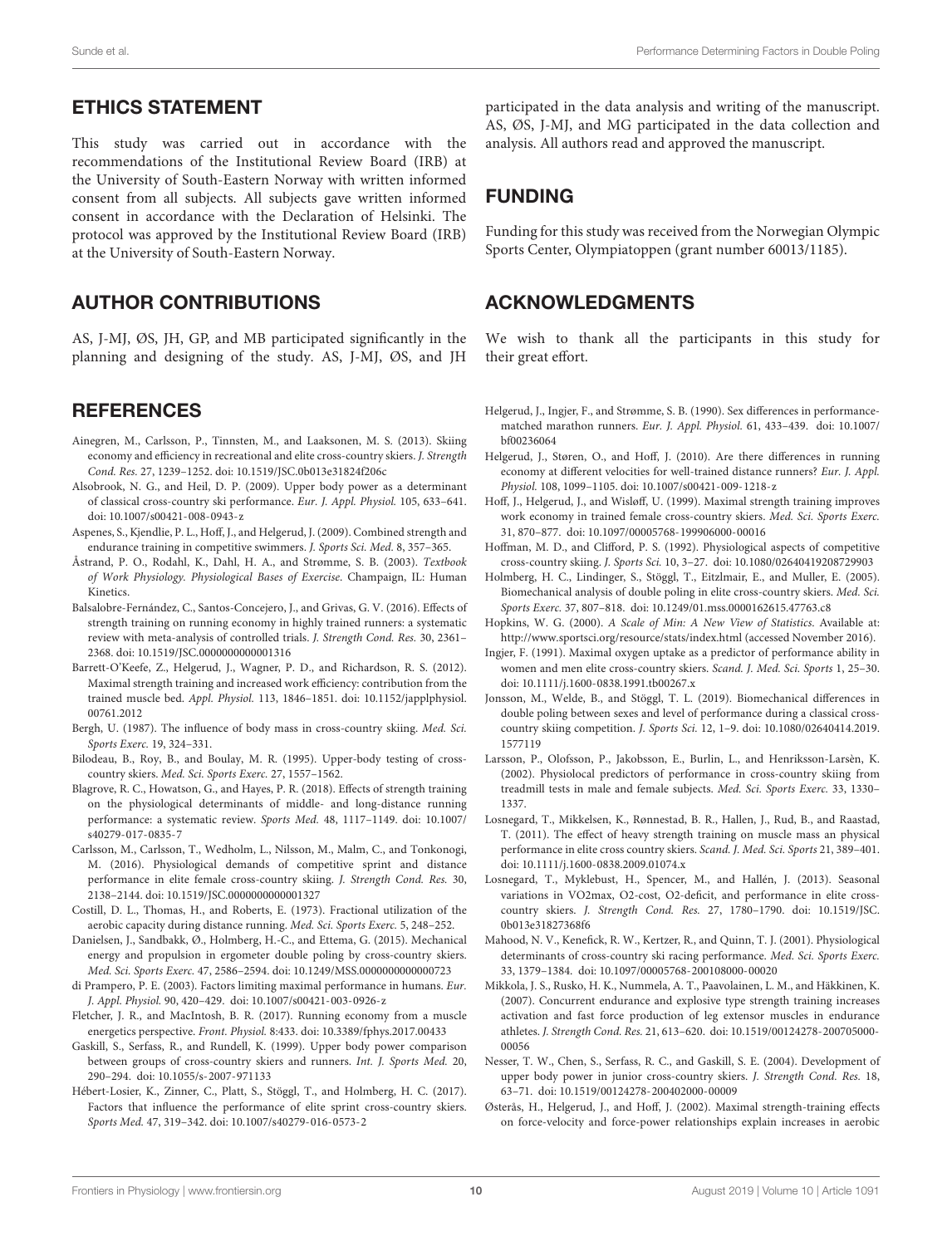## ETHICS STATEMENT

This study was carried out in accordance with the recommendations of the Institutional Review Board (IRB) at the University of South-Eastern Norway with written informed consent from all subjects. All subjects gave written informed consent in accordance with the Declaration of Helsinki. The protocol was approved by the Institutional Review Board (IRB) at the University of South-Eastern Norway.

## AUTHOR CONTRIBUTIONS

AS, J-MJ, ØS, JH, GP, and MB participated significantly in the planning and designing of the study. AS, J-MJ, ØS, and JH participated in the data analysis and writing of the manuscript. AS, ØS, J-MJ, and MG participated in the data collection and analysis. All authors read and approved the manuscript.

## FUNDING

Funding for this study was received from the Norwegian Olympic Sports Center, Olympiatoppen (grant number 60013/1185).

## ACKNOWLEDGMENTS

We wish to thank all the participants in this study for their great effort.

## REFERENCES

Ainegren, M., Carlsson, P., Tinnsten, M., and Laaksonen, M. S. (2013). Skiing economy and efficiency in recreational and elite cross-country skiers. *J. Strength Cond. Res.* 27, 1239–1252. doi: 10.1519/JSC.0b013e31824f206c

Alsobrook, N. G., and Heil, D. P. (2009). Upper body power as a determinant of classical cross-country ski performance. *Eur. J. Appl. Physiol.* 105, 633–641. doi: 10.1007/s00421-008-0943-z

Aspenes, S., Kjendlie, P. L., Hoff, J., and Helgerud, J. (2009). Combined strength and endurance training in competitive swimmers. *J. Sports Sci. Med.* 8, 357–365.

Åstrand, P. O., Rodahl, K., Dahl, H. A., and Strømme, S. B. (2003). *Textbook of Work Physiology. Physiological Bases of Exercise*. Champaign, IL: Human Kinetics.

Balsalobre-Fernández, C., Santos-Concejero, J., and Grivas, G. V. (2016). Effects of strength training on running economy in highly trained runners: a systematic review with meta-analysis of controlled trials. *J. Strength Cond. Res.* 30, 2361–2368. doi: 10.1519/JSC.0000000000001316

Barrett-O'Keefe, Z., Helgerud, J., Wagner, P. D., and Richardson, R. S. (2012). Maximal strength training and increased work efficiency: contribution from the trained muscle bed. *Appl. Physiol.* 113, 1846–1851. doi: 10.1152/japplphysiol.00761.2012

Bergh, U. (1987). The influence of body mass in cross-country skiing. *Med. Sci. Sports Exerc.* 19, 324–331.

Bilodeau, B., Roy, B., and Boulay, M. R. (1995). Upper-body testing of cross-country skiers. *Med. Sci. Sports Exerc.* 27, 1557–1562.

Blagrove, R. C., Howatson, G., and Hayes, P. R. (2018). Effects of strength training on the physiological determinants of middle- and long-distance running performance: a systematic review. *Sports Med.* 48, 1117–1149. doi: 10.1007/s40279-017-0835-7

Carlsson, M., Carlsson, T., Wedholm, L., Nilsson, M., Malm, C., and Tonkonogi, M. (2016). Physiological demands of competitive sprint and distance performance in elite female cross-country skiing. *J. Strength Cond. Res.* 30, 2138–2144. doi: 10.1519/JSC.0000000000001327

Costill, D. L., Thomas, H., and Roberts, E. (1973). Fractional utilization of the aerobic capacity during distance running. *Med. Sci. Sports Exerc.* 5, 248–252.

Danielsen, J., Sandbakk, Ø., Holmberg, H.-C., and Ettema, G. (2015). Mechanical energy and propulsion in ergometer double poling by cross-country skiers. *Med. Sci. Sports Exerc.* 47, 2586–2594. doi: 10.1249/MSS.0000000000000723

di Prampero, P. E. (2003). Factors limiting maximal performance in humans. *Eur. J. Appl. Physiol.* 90, 420–429. doi: 10.1007/s00421-003-0926-z

Fletcher, J. R., and MacIntosh, B. R. (2017). Running economy from a muscle energetics perspective. *Front. Physiol.* 8:433. doi: 10.3389/fphys.2017.00433

Gaskill, S., Serfass, R., and Rundell, K. (1999). Upper body power comparison between groups of cross-country skiers and runners. *Int. J. Sports Med.* 20, 290–294. doi: 10.1055/s-2007-971133

Hébert-Losier, K., Zinner, C., Platt, S., Stöggl, T., and Holmberg, H. C. (2017). Factors that influence the performance of elite sprint cross-country skiers. *Sports Med.* 47, 319–342. doi: 10.1007/s40279-016-0573-2

Helgerud, J., Ingjer, F., and Strømme, S. B. (1990). Sex differences in performance-matched marathon runners. *Eur. J. Appl. Physiol.* 61, 433–439. doi: 10.1007/bf00236064

Helgerud, J., Støren, O., and Hoff, J. (2010). Are there differences in running economy at different velocities for well-trained distance runners? *Eur. J. Appl. Physiol.* 108, 1099–1105. doi: 10.1007/s00421-009-1218-z

Hoff, J., Helgerud, J., and Wisløff, U. (1999). Maximal strength training improves work economy in trained female cross-country skiers. *Med. Sci. Sports Exerc.* 31, 870–877. doi: 10.1097/00005768-199906000-00016

Hoffman, M. D., and Clifford, P. S. (1992). Physiological aspects of competitive cross-country skiing. *J. Sports Sci.* 10, 3–27. doi: 10.1080/02640419208729903

Holmberg, H. C., Lindinger, S., Stöggl, T., Eitzlmair, E., and Muller, E. (2005). Biomechanical analysis of double poling in elite cross-country skiers. *Med. Sci. Sports Exerc.* 37, 807–818. doi: 10.1249/01.mss.0000162615.47763.c8

Hopkins, W. G. (2000). *A Scale of Min: A New View of Statistics*. Available at: http://www.sportsci.org/resource/stats/index.html (accessed November 2016).

Ingjer, F. (1991). Maximal oxygen uptake as a predictor of performance ability in women and men elite cross-country skiers. *Scand. J. Med. Sci. Sports* 1, 25–30. doi: 10.1111/j.1600-0838.1991.tb00267.x

Jonsson, M., Welde, B., and Stöggl, T. L. (2019). Biomechanical differences in double poling between sexes and level of performance during a classical cross-country skiing competition. *J. Sports Sci.* 12, 1–9. doi: 10.1080/02640414.2019.1577119

Larsson, P., Olofsson, P., Jakobsson, E., Burlin, L., and Henriksson-Larsèn, K. (2002). Physiolocal predictors of performance in cross-country skiing from treadmill tests in male and female subjects. *Med. Sci. Sports Exerc.* 33, 1330–1337.

Losnegard, T., Mikkelsen, K., Rønnestad, B. R., Hallen, J., Rud, B., and Raastad, T. (2011). The effect of heavy strength training on muscle mass an physical performance in elite cross country skiers. *Scand. J. Med. Sci. Sports* 21, 389–401. doi: 10.1111/j.1600-0838.2009.01074.x

Losnegard, T., Myklebust, H., Spencer, M., and Hallén, J. (2013). Seasonal variations in VO2max, O2-cost, O2-deficit, and performance in elite cross-country skiers. *J. Strength Cond. Res.* 27, 1780–1790. doi: 10.1519/JSC.0b013e31827368f6

Mahood, N. V., Kenefick, R. W., Kertzer, R., and Quinn, T. J. (2001). Physiological determinants of cross-country ski racing performance. *Med. Sci. Sports Exerc.* 33, 1379–1384. doi: 10.1097/00005768-200108000-00020

Mikkola, J. S., Rusko, H. K., Nummela, A. T., Paavolainen, L. M., and Häkkinen, K. (2007). Concurrent endurance and explosive type strength training increases activation and fast force production of leg extensor muscles in endurance athletes. *J. Strength Cond. Res.* 21, 613–620. doi: 10.1519/00124278-200705000-00056

Nesser, T. W., Chen, S., Serfass, R. C., and Gaskill, S. E. (2004). Development of upper body power in junior cross-country skiers. *J. Strength Cond. Res.* 18, 63–71. doi: 10.1519/00124278-200402000-00009

Østerås, H., Helgerud, J., and Hoff, J. (2002). Maximal strength-training effects on force-velocity and force-power relationships explain increases in aerobic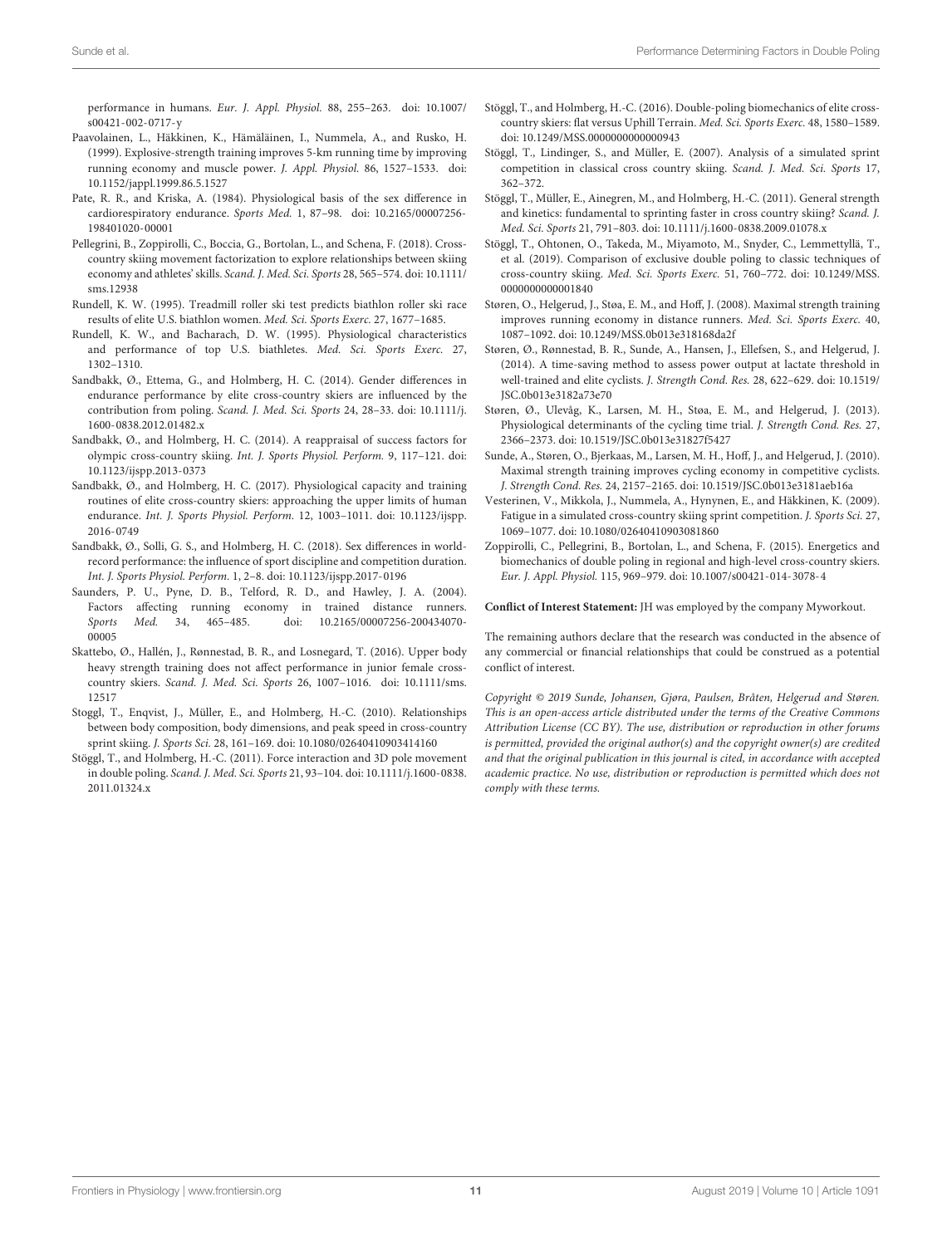performance in humans. *Eur. J. Appl. Physiol.* 88, 255–263. doi: 10.1007/s00421-002-0717-y

Paavolainen, L., Häkkinen, K., Hämäläinen, I., Nummela, A., and Rusko, H. (1999). Explosive-strength training improves 5-km running time by improving running economy and muscle power. *J. Appl. Physiol.* 86, 1527–1533. doi: 10.1152/jappl.1999.86.5.1527

Pate, R. R., and Kriska, A. (1984). Physiological basis of the sex difference in cardiorespiratory endurance. *Sports Med.* 1, 87–98. doi: 10.2165/00007256-198401020-00001

Pellegrini, B., Zoppirolli, C., Boccia, G., Bortolan, L., and Schena, F. (2018). Cross-country skiing movement factorization to explore relationships between skiing economy and athletes' skills. *Scand. J. Med. Sci. Sports* 28, 565–574. doi: 10.1111/sms.12938

Rundell, K. W. (1995). Treadmill roller ski test predicts biathlon roller ski race results of elite U.S. biathlon women. *Med. Sci. Sports Exerc.* 27, 1677–1685.

Rundell, K. W., and Bacharach, D. W. (1995). Physiological characteristics and performance of top U.S. biathletes. *Med. Sci. Sports Exerc.* 27, 1302–1310.

Sandbakk, Ø., Ettema, G., and Holmberg, H. C. (2014). Gender differences in endurance performance by elite cross-country skiers are influenced by the contribution from poling. *Scand. J. Med. Sci. Sports* 24, 28–33. doi: 10.1111/j.1600-0838.2012.01482.x

Sandbakk, Ø., and Holmberg, H. C. (2014). A reappraisal of success factors for olympic cross-country skiing. *Int. J. Sports Physiol. Perform.* 9, 117–121. doi: 10.1123/ijspp.2013-0373

Sandbakk, Ø., and Holmberg, H. C. (2017). Physiological capacity and training routines of elite cross-country skiers: approaching the upper limits of human endurance. *Int. J. Sports Physiol. Perform.* 12, 1003–1011. doi: 10.1123/ijspp.2016-0749

Sandbakk, Ø., Solli, G. S., and Holmberg, H. C. (2018). Sex differences in world-record performance: the influence of sport discipline and competition duration. *Int. J. Sports Physiol. Perform.* 1, 2–8. doi: 10.1123/ijspp.2017-0196

Saunders, P. U., Pyne, D. B., Telford, R. D., and Hawley, J. A. (2004). Factors affecting running economy in trained distance runners. *Sports Med.* 34, 465–485. doi: 10.2165/00007256-200434070-00005

Skattebo, Ø., Hallén, J., Rønnestad, B. R., and Losnegard, T. (2016). Upper body heavy strength training does not affect performance in junior female cross-country skiers. *Scand. J. Med. Sci. Sports* 26, 1007–1016. doi: 10.1111/sms.12517

Stoggl, T., Enqvist, J., Müller, E., and Holmberg, H.-C. (2010). Relationships between body composition, body dimensions, and peak speed in cross-country sprint skiing. *J. Sports Sci.* 28, 161–169. doi: 10.1080/02640410903414160

Stöggl, T., and Holmberg, H.-C. (2011). Force interaction and 3D pole movement in double poling. *Scand. J. Med. Sci. Sports* 21, 93–104. doi: 10.1111/j.1600-0838.2011.01324.x

Stöggl, T., and Holmberg, H.-C. (2016). Double-poling biomechanics of elite cross-country skiers: flat versus Uphill Terrain. *Med. Sci. Sports Exerc.* 48, 1580–1589. doi: 10.1249/MSS.0000000000000943

Stöggl, T., Lindinger, S., and Müller, E. (2007). Analysis of a simulated sprint competition in classical cross country skiing. *Scand. J. Med. Sci. Sports* 17, 362–372.

Stöggl, T., Müller, E., Ainegren, M., and Holmberg, H.-C. (2011). General strength and kinetics: fundamental to sprinting faster in cross country skiing? *Scand. J. Med. Sci. Sports* 21, 791–803. doi: 10.1111/j.1600-0838.2009.01078.x

Stöggl, T., Ohtonen, O., Takeda, M., Miyamoto, M., Snyder, C., Lemmettyllä, T., et al. (2019). Comparison of exclusive double poling to classic techniques of cross-country skiing. *Med. Sci. Sports Exerc.* 51, 760–772. doi: 10.1249/MSS.0000000000001840

Støren, O., Helgerud, J., Støa, E. M., and Hoff, J. (2008). Maximal strength training improves running economy in distance runners. *Med. Sci. Sports Exerc.* 40, 1087–1092. doi: 10.1249/MSS.0b013e318168da2f

Støren, Ø., Rønnestad, B. R., Sunde, A., Hansen, J., Ellefsen, S., and Helgerud, J. (2014). A time-saving method to assess power output at lactate threshold in well-trained and elite cyclists. *J. Strength Cond. Res.* 28, 622–629. doi: 10.1519/JSC.0b013e3182a73e70

Støren, Ø., Ulevåg, K., Larsen, M. H., Støa, E. M., and Helgerud, J. (2013). Physiological determinants of the cycling time trial. *J. Strength Cond. Res.* 27, 2366–2373. doi: 10.1519/JSC.0b013e31827f5427

Sunde, A., Støren, O., Bjerkaas, M., Larsen, M. H., Hoff, J., and Helgerud, J. (2010). Maximal strength training improves cycling economy in competitive cyclists. *J. Strength Cond. Res.* 24, 2157–2165. doi: 10.1519/JSC.0b013e3181aeb16a

Vesterinen, V., Mikkola, J., Nummela, A., Hynynen, E., and Häkkinen, K. (2009). Fatigue in a simulated cross-country skiing sprint competition. *J. Sports Sci.* 27, 1069–1077. doi: 10.1080/02640410903081860

Zoppirolli, C., Pellegrini, B., Bortolan, L., and Schena, F. (2015). Energetics and biomechanics of double poling in regional and high-level cross-country skiers. *Eur. J. Appl. Physiol.* 115, 969–979. doi: 10.1007/s00421-014-3078-4

**Conflict of Interest Statement:** JH was employed by the company Myworkout.

The remaining authors declare that the research was conducted in the absence of any commercial or financial relationships that could be construed as a potential conflict of interest.

*Copyright © 2019 Sunde, Johansen, Gjøra, Paulsen, Bråten, Helgerud and Støren. This is an open-access article distributed under the terms of the Creative Commons Attribution License (CC BY). The use, distribution or reproduction in other forums is permitted, provided the original author(s) and the copyright owner(s) are credited and that the original publication in this journal is cited, in accordance with accepted academic practice. No use, distribution or reproduction is permitted which does not comply with these terms.*